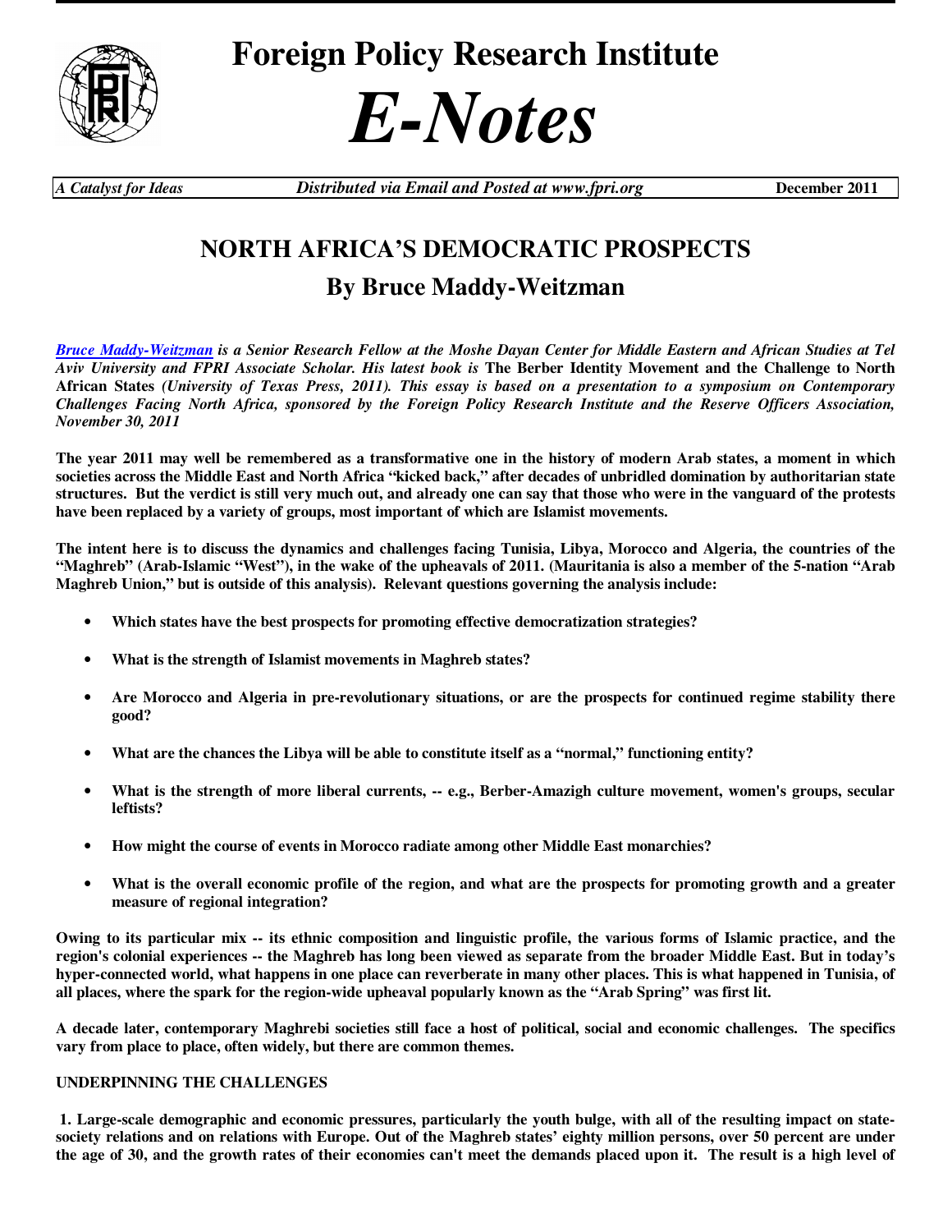# Foreign Policy Research Institute

# *E-Notes*

*A Catalyst for Ideas* | *Distributed via Email and Posted at www.fpri.org* | **December 2011**

## NORTH AFRICA'S DEMOCRATIC PROSPECTS

## By Bruce Maddy-Weitzman

***Bruce Maddy-Weitzman** is a Senior Research Fellow at the Moshe Dayan Center for Middle Eastern and African Studies at Tel Aviv University and FPRI Associate Scholar. His latest book is* **The Berber Identity Movement and the Challenge to North African States** *(University of Texas Press, 2011). This essay is based on a presentation to a symposium on Contemporary Challenges Facing North Africa, sponsored by the Foreign Policy Research Institute and the Reserve Officers Association, November 30, 2011*

**The year 2011 may well be remembered as a transformative one in the history of modern Arab states, a moment in which societies across the Middle East and North Africa "kicked back," after decades of unbridled domination by authoritarian state structures. But the verdict is still very much out, and already one can say that those who were in the vanguard of the protests have been replaced by a variety of groups, most important of which are Islamist movements.**

**The intent here is to discuss the dynamics and challenges facing Tunisia, Libya, Morocco and Algeria, the countries of the "Maghreb" (Arab-Islamic "West"), in the wake of the upheavals of 2011. (Mauritania is also a member of the 5-nation "Arab Maghreb Union," but is outside of this analysis). Relevant questions governing the analysis include:**

- **Which states have the best prospects for promoting effective democratization strategies?**
- **What is the strength of Islamist movements in Maghreb states?**
- **Are Morocco and Algeria in pre-revolutionary situations, or are the prospects for continued regime stability there good?**
- **What are the chances the Libya will be able to constitute itself as a "normal," functioning entity?**
- **What is the strength of more liberal currents, -- e.g., Berber-Amazigh culture movement, women's groups, secular leftists?**
- **How might the course of events in Morocco radiate among other Middle East monarchies?**
- **What is the overall economic profile of the region, and what are the prospects for promoting growth and a greater measure of regional integration?**

**Owing to its particular mix -- its ethnic composition and linguistic profile, the various forms of Islamic practice, and the region's colonial experiences -- the Maghreb has long been viewed as separate from the broader Middle East. But in today's hyper-connected world, what happens in one place can reverberate in many other places. This is what happened in Tunisia, of all places, where the spark for the region-wide upheaval popularly known as the "Arab Spring" was first lit.**

**A decade later, contemporary Maghrebi societies still face a host of political, social and economic challenges. The specifics vary from place to place, often widely, but there are common themes.**

### UNDERPINNING THE CHALLENGES

**1. Large-scale demographic and economic pressures, particularly the youth bulge, with all of the resulting impact on state-society relations and on relations with Europe. Out of the Maghreb states' eighty million persons, over 50 percent are under the age of 30, and the growth rates of their economies can't meet the demands placed upon it. The result is a high level of**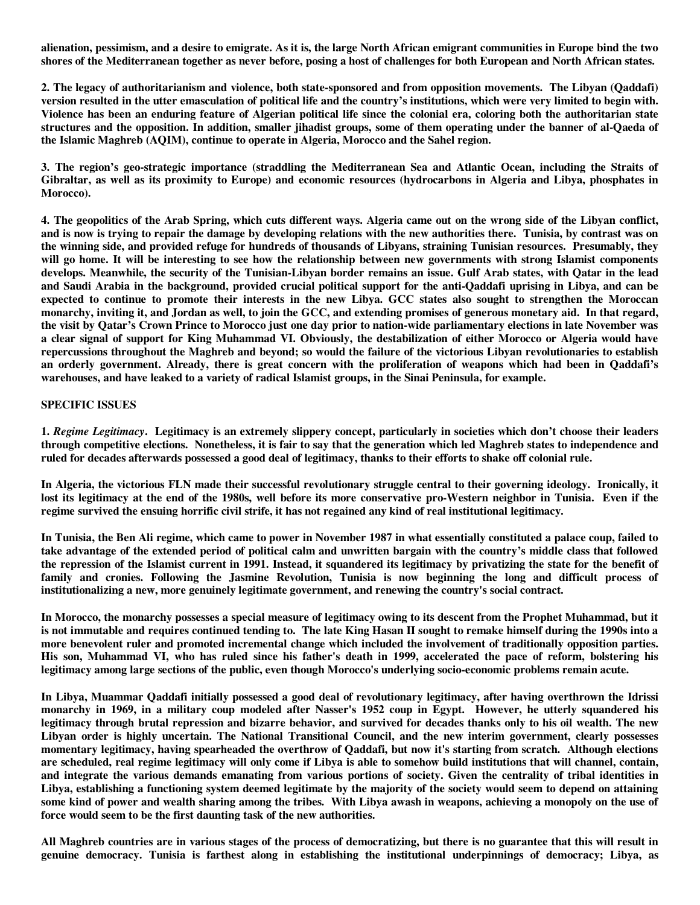**alienation, pessimism, and a desire to emigrate. As it is, the large North African emigrant communities in Europe bind the two shores of the Mediterranean together as never before, posing a host of challenges for both European and North African states.**

**2. The legacy of authoritarianism and violence, both state-sponsored and from opposition movements. The Libyan (Qaddafi) version resulted in the utter emasculation of political life and the country's institutions, which were very limited to begin with. Violence has been an enduring feature of Algerian political life since the colonial era, coloring both the authoritarian state structures and the opposition. In addition, smaller jihadist groups, some of them operating under the banner of al-Qaeda of the Islamic Maghreb (AQIM), continue to operate in Algeria, Morocco and the Sahel region.**

**3. The region's geo-strategic importance (straddling the Mediterranean Sea and Atlantic Ocean, including the Straits of Gibraltar, as well as its proximity to Europe) and economic resources (hydrocarbons in Algeria and Libya, phosphates in Morocco).**

**4. The geopolitics of the Arab Spring, which cuts different ways. Algeria came out on the wrong side of the Libyan conflict, and is now is trying to repair the damage by developing relations with the new authorities there. Tunisia, by contrast was on the winning side, and provided refuge for hundreds of thousands of Libyans, straining Tunisian resources. Presumably, they will go home. It will be interesting to see how the relationship between new governments with strong Islamist components develops. Meanwhile, the security of the Tunisian-Libyan border remains an issue. Gulf Arab states, with Qatar in the lead and Saudi Arabia in the background, provided crucial political support for the anti-Qaddafi uprising in Libya, and can be expected to continue to promote their interests in the new Libya. GCC states also sought to strengthen the Moroccan monarchy, inviting it, and Jordan as well, to join the GCC, and extending promises of generous monetary aid. In that regard, the visit by Qatar's Crown Prince to Morocco just one day prior to nation-wide parliamentary elections in late November was a clear signal of support for King Muhammad VI. Obviously, the destabilization of either Morocco or Algeria would have repercussions throughout the Maghreb and beyond; so would the failure of the victorious Libyan revolutionaries to establish an orderly government. Already, there is great concern with the proliferation of weapons which had been in Qaddafi's warehouses, and have leaked to a variety of radical Islamist groups, in the Sinai Peninsula, for example.**

## SPECIFIC ISSUES

**1. *Regime Legitimacy*. Legitimacy is an extremely slippery concept, particularly in societies which don't choose their leaders through competitive elections. Nonetheless, it is fair to say that the generation which led Maghreb states to independence and ruled for decades afterwards possessed a good deal of legitimacy, thanks to their efforts to shake off colonial rule.**

**In Algeria, the victorious FLN made their successful revolutionary struggle central to their governing ideology. Ironically, it lost its legitimacy at the end of the 1980s, well before its more conservative pro-Western neighbor in Tunisia. Even if the regime survived the ensuing horrific civil strife, it has not regained any kind of real institutional legitimacy.**

**In Tunisia, the Ben Ali regime, which came to power in November 1987 in what essentially constituted a palace coup, failed to take advantage of the extended period of political calm and unwritten bargain with the country's middle class that followed the repression of the Islamist current in 1991. Instead, it squandered its legitimacy by privatizing the state for the benefit of family and cronies. Following the Jasmine Revolution, Tunisia is now beginning the long and difficult process of institutionalizing a new, more genuinely legitimate government, and renewing the country's social contract.**

**In Morocco, the monarchy possesses a special measure of legitimacy owing to its descent from the Prophet Muhammad, but it is not immutable and requires continued tending to. The late King Hasan II sought to remake himself during the 1990s into a more benevolent ruler and promoted incremental change which included the involvement of traditionally opposition parties. His son, Muhammad VI, who has ruled since his father's death in 1999, accelerated the pace of reform, bolstering his legitimacy among large sections of the public, even though Morocco's underlying socio-economic problems remain acute.**

**In Libya, Muammar Qaddafi initially possessed a good deal of revolutionary legitimacy, after having overthrown the Idrissi monarchy in 1969, in a military coup modeled after Nasser's 1952 coup in Egypt. However, he utterly squandered his legitimacy through brutal repression and bizarre behavior, and survived for decades thanks only to his oil wealth. The new Libyan order is highly uncertain. The National Transitional Council, and the new interim government, clearly possesses momentary legitimacy, having spearheaded the overthrow of Qaddafi, but now it's starting from scratch. Although elections are scheduled, real regime legitimacy will only come if Libya is able to somehow build institutions that will channel, contain, and integrate the various demands emanating from various portions of society. Given the centrality of tribal identities in Libya, establishing a functioning system deemed legitimate by the majority of the society would seem to depend on attaining some kind of power and wealth sharing among the tribes. With Libya awash in weapons, achieving a monopoly on the use of force would seem to be the first daunting task of the new authorities.**

**All Maghreb countries are in various stages of the process of democratizing, but there is no guarantee that this will result in genuine democracy. Tunisia is farthest along in establishing the institutional underpinnings of democracy; Libya, as**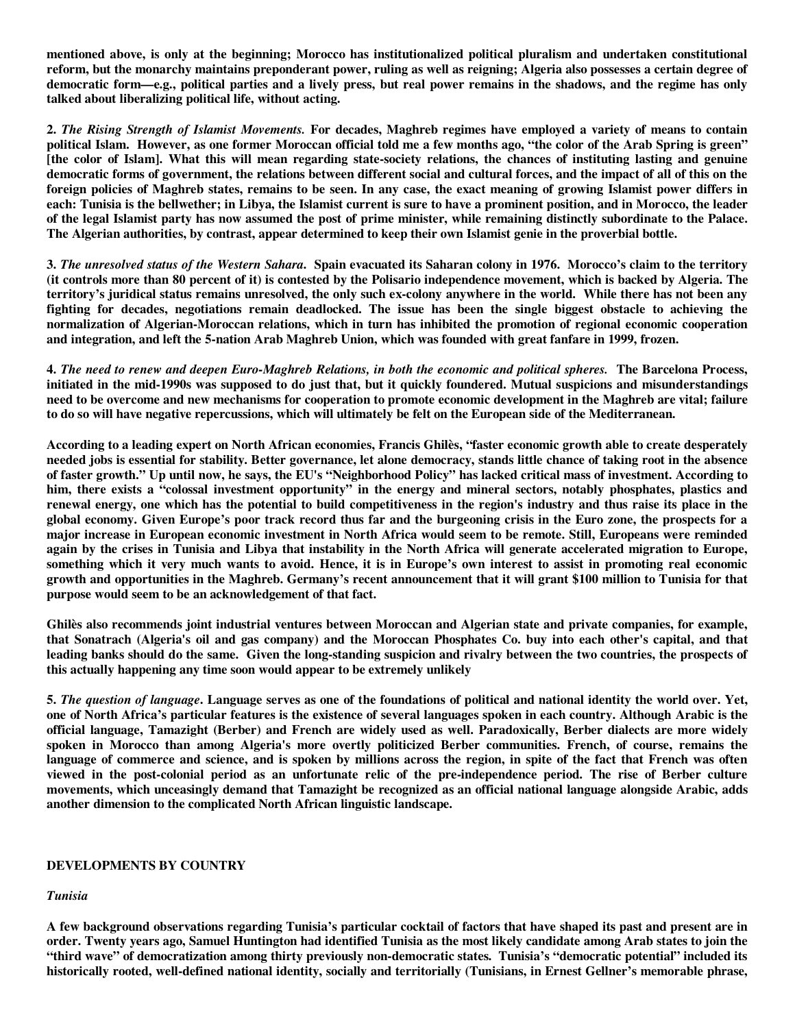**mentioned above, is only at the beginning; Morocco has institutionalized political pluralism and undertaken constitutional reform, but the monarchy maintains preponderant power, ruling as well as reigning; Algeria also possesses a certain degree of democratic form—e.g., political parties and a lively press, but real power remains in the shadows, and the regime has only talked about liberalizing political life, without acting.**

**2. *The Rising Strength of Islamist Movements.* For decades, Maghreb regimes have employed a variety of means to contain political Islam. However, as one former Moroccan official told me a few months ago, "the color of the Arab Spring is green" [the color of Islam]. What this will mean regarding state-society relations, the chances of instituting lasting and genuine democratic forms of government, the relations between different social and cultural forces, and the impact of all of this on the foreign policies of Maghreb states, remains to be seen. In any case, the exact meaning of growing Islamist power differs in each: Tunisia is the bellwether; in Libya, the Islamist current is sure to have a prominent position, and in Morocco, the leader of the legal Islamist party has now assumed the post of prime minister, while remaining distinctly subordinate to the Palace. The Algerian authorities, by contrast, appear determined to keep their own Islamist genie in the proverbial bottle.**

**3. *The unresolved status of the Western Sahara.* Spain evacuated its Saharan colony in 1976. Morocco's claim to the territory (it controls more than 80 percent of it) is contested by the Polisario independence movement, which is backed by Algeria. The territory's juridical status remains unresolved, the only such ex-colony anywhere in the world. While there has not been any fighting for decades, negotiations remain deadlocked. The issue has been the single biggest obstacle to achieving the normalization of Algerian-Moroccan relations, which in turn has inhibited the promotion of regional economic cooperation and integration, and left the 5-nation Arab Maghreb Union, which was founded with great fanfare in 1999, frozen.**

**4. *The need to renew and deepen Euro-Maghreb Relations, in both the economic and political spheres.* The Barcelona Process, initiated in the mid-1990s was supposed to do just that, but it quickly foundered. Mutual suspicions and misunderstandings need to be overcome and new mechanisms for cooperation to promote economic development in the Maghreb are vital; failure to do so will have negative repercussions, which will ultimately be felt on the European side of the Mediterranean.**

**According to a leading expert on North African economies, Francis Ghilès, "faster economic growth able to create desperately needed jobs is essential for stability. Better governance, let alone democracy, stands little chance of taking root in the absence of faster growth." Up until now, he says, the EU's "Neighborhood Policy" has lacked critical mass of investment. According to him, there exists a "colossal investment opportunity" in the energy and mineral sectors, notably phosphates, plastics and renewal energy, one which has the potential to build competitiveness in the region's industry and thus raise its place in the global economy. Given Europe's poor track record thus far and the burgeoning crisis in the Euro zone, the prospects for a major increase in European economic investment in North Africa would seem to be remote. Still, Europeans were reminded again by the crises in Tunisia and Libya that instability in the North Africa will generate accelerated migration to Europe, something which it very much wants to avoid. Hence, it is in Europe's own interest to assist in promoting real economic growth and opportunities in the Maghreb. Germany's recent announcement that it will grant $100 million to Tunisia for that purpose would seem to be an acknowledgement of that fact.**

**Ghilès also recommends joint industrial ventures between Moroccan and Algerian state and private companies, for example, that Sonatrach (Algeria's oil and gas company) and the Moroccan Phosphates Co. buy into each other's capital, and that leading banks should do the same. Given the long-standing suspicion and rivalry between the two countries, the prospects of this actually happening any time soon would appear to be extremely unlikely**

**5. *The question of language*. Language serves as one of the foundations of political and national identity the world over. Yet, one of North Africa's particular features is the existence of several languages spoken in each country. Although Arabic is the official language, Tamazight (Berber) and French are widely used as well. Paradoxically, Berber dialects are more widely spoken in Morocco than among Algeria's more overtly politicized Berber communities. French, of course, remains the language of commerce and science, and is spoken by millions across the region, in spite of the fact that French was often viewed in the post-colonial period as an unfortunate relic of the pre-independence period. The rise of Berber culture movements, which unceasingly demand that Tamazight be recognized as an official national language alongside Arabic, adds another dimension to the complicated North African linguistic landscape.**

## DEVELOPMENTS BY COUNTRY

### *Tunisia*

**A few background observations regarding Tunisia's particular cocktail of factors that have shaped its past and present are in order. Twenty years ago, Samuel Huntington had identified Tunisia as the most likely candidate among Arab states to join the "third wave" of democratization among thirty previously non-democratic states. Tunisia's "democratic potential" included its historically rooted, well-defined national identity, socially and territorially (Tunisians, in Ernest Gellner's memorable phrase,**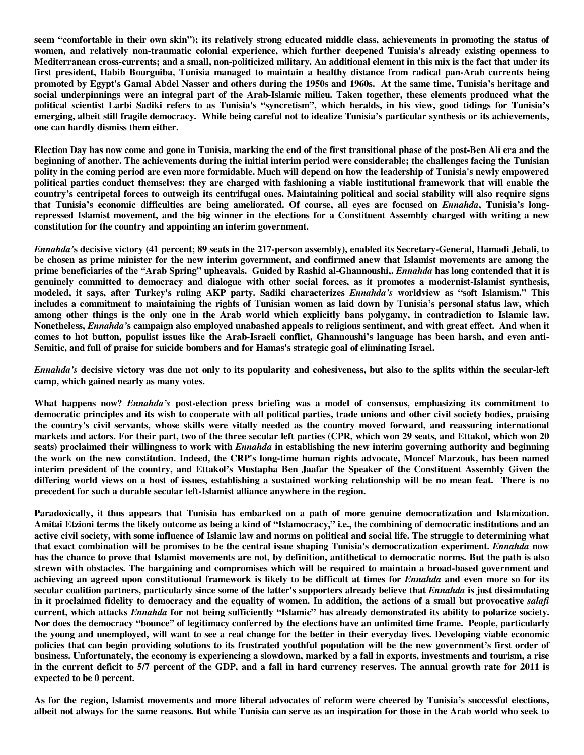**seem "comfortable in their own skin"); its relatively strong educated middle class, achievements in promoting the status of women, and relatively non-traumatic colonial experience, which further deepened Tunisia's already existing openness to Mediterranean cross-currents; and a small, non-politicized military. An additional element in this mix is the fact that under its first president, Habib Bourguiba, Tunisia managed to maintain a healthy distance from radical pan-Arab currents being promoted by Egypt's Gamal Abdel Nasser and others during the 1950s and 1960s. At the same time, Tunisia's heritage and social underpinnings were an integral part of the Arab-Islamic milieu. Taken together, these elements produced what the political scientist Larbi Sadiki refers to as Tunisia's "syncretism", which heralds, in his view, good tidings for Tunisia's emerging, albeit still fragile democracy. While being careful not to idealize Tunisia's particular synthesis or its achievements, one can hardly dismiss them either.**

**Election Day has now come and gone in Tunisia, marking the end of the first transitional phase of the post-Ben Ali era and the beginning of another. The achievements during the initial interim period were considerable; the challenges facing the Tunisian polity in the coming period are even more formidable. Much will depend on how the leadership of Tunisia's newly empowered political parties conduct themselves: they are charged with fashioning a viable institutional framework that will enable the country's centripetal forces to outweigh its centrifugal ones. Maintaining political and social stability will also require signs that Tunisia's economic difficulties are being ameliorated. Of course, all eyes are focused on *Ennahda*, Tunisia's long-repressed Islamist movement, and the big winner in the elections for a Constituent Assembly charged with writing a new constitution for the country and appointing an interim government.**

***Ennahda*'s decisive victory (41 percent; 89 seats in the 217-person assembly), enabled its Secretary-General, Hamadi Jebali, to be chosen as prime minister for the new interim government, and confirmed anew that Islamist movements are among the prime beneficiaries of the "Arab Spring" upheavals. Guided by Rashid al-Ghannoushi,. *Ennahda* has long contended that it is genuinely committed to democracy and dialogue with other social forces, as it promotes a modernist-Islamist synthesis, modeled, it says, after Turkey's ruling AKP party. Sadiki characterizes *Ennahda's* worldview as "soft Islamism." This includes a commitment to maintaining the rights of Tunisian women as laid down by Tunisia's personal status law, which among other things is the only one in the Arab world which explicitly bans polygamy, in contradiction to Islamic law. Nonetheless, *Ennahda*'s campaign also employed unabashed appeals to religious sentiment, and with great effect. And when it comes to hot button, populist issues like the Arab-Israeli conflict, Ghannoushi's language has been harsh, and even anti-Semitic, and full of praise for suicide bombers and for Hamas's strategic goal of eliminating Israel.**

***Ennahda's* decisive victory was due not only to its popularity and cohesiveness, but also to the splits within the secular-left camp, which gained nearly as many votes.**

**What happens now? *Ennahda's* post-election press briefing was a model of consensus, emphasizing its commitment to democratic principles and its wish to cooperate with all political parties, trade unions and other civil society bodies, praising the country's civil servants, whose skills were vitally needed as the country moved forward, and reassuring international markets and actors. For their part, two of the three secular left parties (CPR, which won 29 seats, and Ettakol, which won 20 seats) proclaimed their willingness to work with *Ennahda* in establishing the new interim governing authority and beginning the work on the new constitution. Indeed, the CRP's long-time human rights advocate, Moncef Marzouk, has been named interim president of the country, and Ettakol's Mustapha Ben Jaafar the Speaker of the Constituent Assembly Given the differing world views on a host of issues, establishing a sustained working relationship will be no mean feat. There is no precedent for such a durable secular left-Islamist alliance anywhere in the region.**

**Paradoxically, it thus appears that Tunisia has embarked on a path of more genuine democratization and Islamization. Amitai Etzioni terms the likely outcome as being a kind of "Islamocracy," i.e., the combining of democratic institutions and an active civil society, with some influence of Islamic law and norms on political and social life. The struggle to determining what that exact combination will be promises to be the central issue shaping Tunisia's democratization experiment. *Ennahda* now has the chance to prove that Islamist movements are not, by definition, antithetical to democratic norms. But the path is also strewn with obstacles. The bargaining and compromises which will be required to maintain a broad-based government and achieving an agreed upon constitutional framework is likely to be difficult at times for *Ennahda* and even more so for its secular coalition partners, particularly since some of the latter's supporters already believe that *Ennahda* is just dissimulating in it proclaimed fidelity to democracy and the equality of women. In addition, the actions of a small but provocative *salafi* current, which attacks *Ennahda* for not being sufficiently "Islamic" has already demonstrated its ability to polarize society. Nor does the democracy "bounce" of legitimacy conferred by the elections have an unlimited time frame. People, particularly the young and unemployed, will want to see a real change for the better in their everyday lives. Developing viable economic policies that can begin providing solutions to its frustrated youthful population will be the new government's first order of business. Unfortunately, the economy is experiencing a slowdown, marked by a fall in exports, investments and tourism, a rise in the current deficit to 5/7 percent of the GDP, and a fall in hard currency reserves. The annual growth rate for 2011 is expected to be 0 percent.**

**As for the region, Islamist movements and more liberal advocates of reform were cheered by Tunisia's successful elections, albeit not always for the same reasons. But while Tunisia can serve as an inspiration for those in the Arab world who seek to**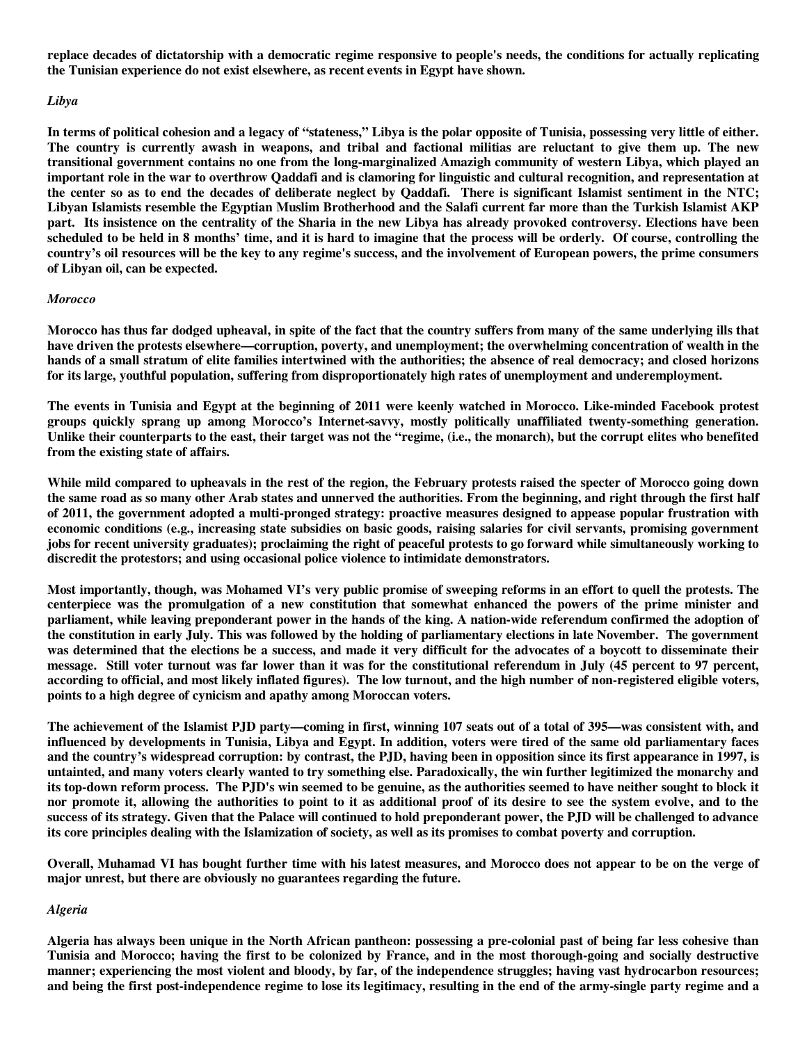**replace decades of dictatorship with a democratic regime responsive to people's needs, the conditions for actually replicating the Tunisian experience do not exist elsewhere, as recent events in Egypt have shown.**

*Libya*

**In terms of political cohesion and a legacy of "stateness," Libya is the polar opposite of Tunisia, possessing very little of either. The country is currently awash in weapons, and tribal and factional militias are reluctant to give them up. The new transitional government contains no one from the long-marginalized Amazigh community of western Libya, which played an important role in the war to overthrow Qaddafi and is clamoring for linguistic and cultural recognition, and representation at the center so as to end the decades of deliberate neglect by Qaddafi. There is significant Islamist sentiment in the NTC; Libyan Islamists resemble the Egyptian Muslim Brotherhood and the Salafi current far more than the Turkish Islamist AKP part. Its insistence on the centrality of the Sharia in the new Libya has already provoked controversy. Elections have been scheduled to be held in 8 months' time, and it is hard to imagine that the process will be orderly. Of course, controlling the country's oil resources will be the key to any regime's success, and the involvement of European powers, the prime consumers of Libyan oil, can be expected.**

*Morocco*

**Morocco has thus far dodged upheaval, in spite of the fact that the country suffers from many of the same underlying ills that have driven the protests elsewhere—corruption, poverty, and unemployment; the overwhelming concentration of wealth in the hands of a small stratum of elite families intertwined with the authorities; the absence of real democracy; and closed horizons for its large, youthful population, suffering from disproportionately high rates of unemployment and underemployment.**

**The events in Tunisia and Egypt at the beginning of 2011 were keenly watched in Morocco. Like-minded Facebook protest groups quickly sprang up among Morocco's Internet-savvy, mostly politically unaffiliated twenty-something generation. Unlike their counterparts to the east, their target was not the "regime, (i.e., the monarch), but the corrupt elites who benefited from the existing state of affairs.**

**While mild compared to upheavals in the rest of the region, the February protests raised the specter of Morocco going down the same road as so many other Arab states and unnerved the authorities. From the beginning, and right through the first half of 2011, the government adopted a multi-pronged strategy: proactive measures designed to appease popular frustration with economic conditions (e.g., increasing state subsidies on basic goods, raising salaries for civil servants, promising government jobs for recent university graduates); proclaiming the right of peaceful protests to go forward while simultaneously working to discredit the protestors; and using occasional police violence to intimidate demonstrators.**

**Most importantly, though, was Mohamed VI's very public promise of sweeping reforms in an effort to quell the protests. The centerpiece was the promulgation of a new constitution that somewhat enhanced the powers of the prime minister and parliament, while leaving preponderant power in the hands of the king. A nation-wide referendum confirmed the adoption of the constitution in early July. This was followed by the holding of parliamentary elections in late November. The government was determined that the elections be a success, and made it very difficult for the advocates of a boycott to disseminate their message. Still voter turnout was far lower than it was for the constitutional referendum in July (45 percent to 97 percent, according to official, and most likely inflated figures). The low turnout, and the high number of non-registered eligible voters, points to a high degree of cynicism and apathy among Moroccan voters.**

**The achievement of the Islamist PJD party—coming in first, winning 107 seats out of a total of 395—was consistent with, and influenced by developments in Tunisia, Libya and Egypt. In addition, voters were tired of the same old parliamentary faces and the country's widespread corruption: by contrast, the PJD, having been in opposition since its first appearance in 1997, is untainted, and many voters clearly wanted to try something else. Paradoxically, the win further legitimized the monarchy and its top-down reform process. The PJD's win seemed to be genuine, as the authorities seemed to have neither sought to block it nor promote it, allowing the authorities to point to it as additional proof of its desire to see the system evolve, and to the success of its strategy. Given that the Palace will continued to hold preponderant power, the PJD will be challenged to advance its core principles dealing with the Islamization of society, as well as its promises to combat poverty and corruption.**

**Overall, Muhamad VI has bought further time with his latest measures, and Morocco does not appear to be on the verge of major unrest, but there are obviously no guarantees regarding the future.**

*Algeria*

**Algeria has always been unique in the North African pantheon: possessing a pre-colonial past of being far less cohesive than Tunisia and Morocco; having the first to be colonized by France, and in the most thorough-going and socially destructive manner; experiencing the most violent and bloody, by far, of the independence struggles; having vast hydrocarbon resources; and being the first post-independence regime to lose its legitimacy, resulting in the end of the army-single party regime and a**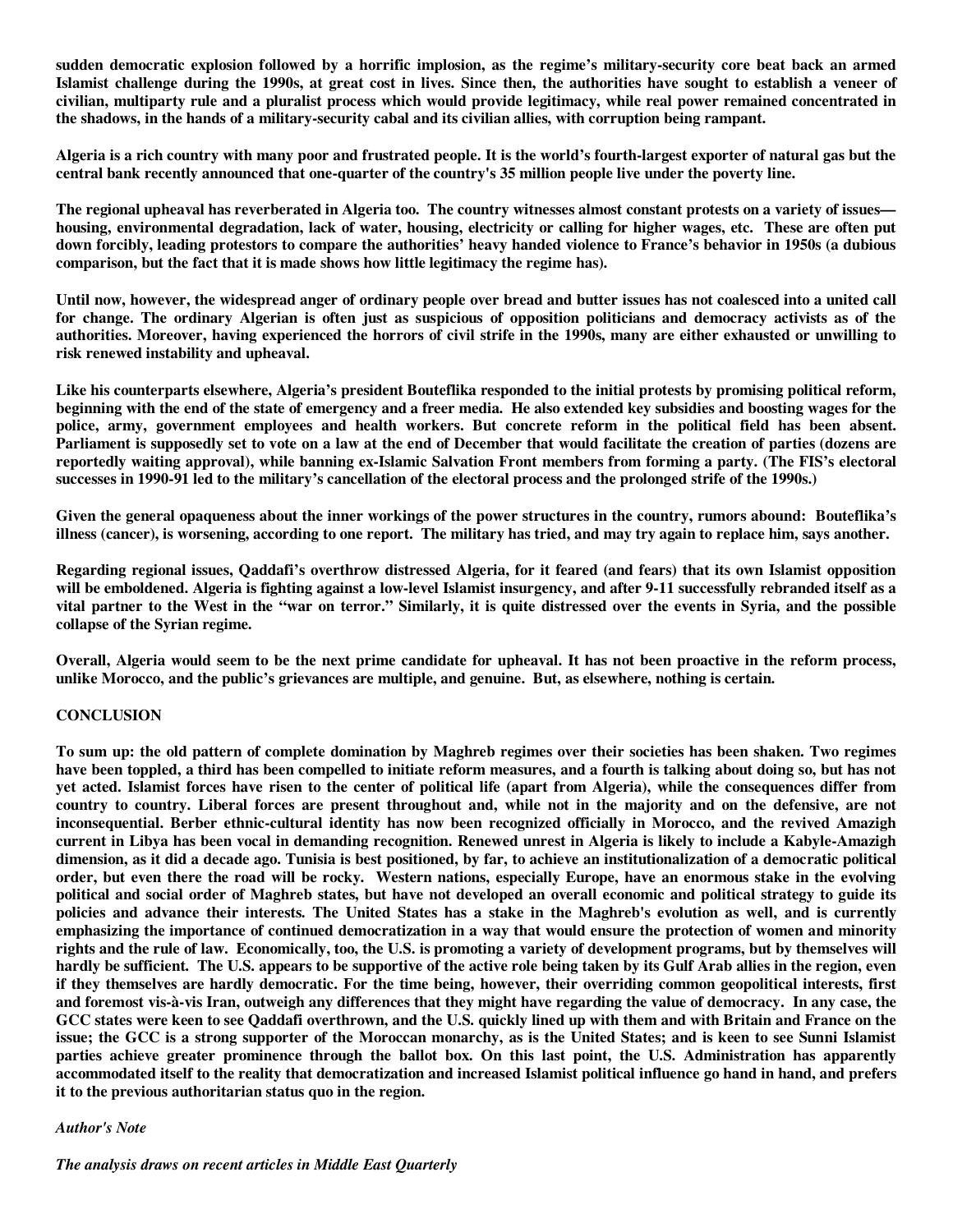**sudden democratic explosion followed by a horrific implosion, as the regime's military-security core beat back an armed Islamist challenge during the 1990s, at great cost in lives. Since then, the authorities have sought to establish a veneer of civilian, multiparty rule and a pluralist process which would provide legitimacy, while real power remained concentrated in the shadows, in the hands of a military-security cabal and its civilian allies, with corruption being rampant.**

**Algeria is a rich country with many poor and frustrated people. It is the world's fourth-largest exporter of natural gas but the central bank recently announced that one-quarter of the country's 35 million people live under the poverty line.**

**The regional upheaval has reverberated in Algeria too. The country witnesses almost constant protests on a variety of issues—housing, environmental degradation, lack of water, housing, electricity or calling for higher wages, etc. These are often put down forcibly, leading protestors to compare the authorities' heavy handed violence to France's behavior in 1950s (a dubious comparison, but the fact that it is made shows how little legitimacy the regime has).**

**Until now, however, the widespread anger of ordinary people over bread and butter issues has not coalesced into a united call for change. The ordinary Algerian is often just as suspicious of opposition politicians and democracy activists as of the authorities. Moreover, having experienced the horrors of civil strife in the 1990s, many are either exhausted or unwilling to risk renewed instability and upheaval.**

**Like his counterparts elsewhere, Algeria's president Bouteflika responded to the initial protests by promising political reform, beginning with the end of the state of emergency and a freer media. He also extended key subsidies and boosting wages for the police, army, government employees and health workers. But concrete reform in the political field has been absent. Parliament is supposedly set to vote on a law at the end of December that would facilitate the creation of parties (dozens are reportedly waiting approval), while banning ex-Islamic Salvation Front members from forming a party. (The FIS's electoral successes in 1990-91 led to the military's cancellation of the electoral process and the prolonged strife of the 1990s.)**

**Given the general opaqueness about the inner workings of the power structures in the country, rumors abound: Bouteflika's illness (cancer), is worsening, according to one report. The military has tried, and may try again to replace him, says another.**

**Regarding regional issues, Qaddafi's overthrow distressed Algeria, for it feared (and fears) that its own Islamist opposition will be emboldened. Algeria is fighting against a low-level Islamist insurgency, and after 9-11 successfully rebranded itself as a vital partner to the West in the "war on terror." Similarly, it is quite distressed over the events in Syria, and the possible collapse of the Syrian regime.**

**Overall, Algeria would seem to be the next prime candidate for upheaval. It has not been proactive in the reform process, unlike Morocco, and the public's grievances are multiple, and genuine. But, as elsewhere, nothing is certain.**

## CONCLUSION

**To sum up: the old pattern of complete domination by Maghreb regimes over their societies has been shaken. Two regimes have been toppled, a third has been compelled to initiate reform measures, and a fourth is talking about doing so, but has not yet acted. Islamist forces have risen to the center of political life (apart from Algeria), while the consequences differ from country to country. Liberal forces are present throughout and, while not in the majority and on the defensive, are not inconsequential. Berber ethnic-cultural identity has now been recognized officially in Morocco, and the revived Amazigh current in Libya has been vocal in demanding recognition. Renewed unrest in Algeria is likely to include a Kabyle-Amazigh dimension, as it did a decade ago. Tunisia is best positioned, by far, to achieve an institutionalization of a democratic political order, but even there the road will be rocky. Western nations, especially Europe, have an enormous stake in the evolving political and social order of Maghreb states, but have not developed an overall economic and political strategy to guide its policies and advance their interests. The United States has a stake in the Maghreb's evolution as well, and is currently emphasizing the importance of continued democratization in a way that would ensure the protection of women and minority rights and the rule of law. Economically, too, the U.S. is promoting a variety of development programs, but by themselves will hardly be sufficient. The U.S. appears to be supportive of the active role being taken by its Gulf Arab allies in the region, even if they themselves are hardly democratic. For the time being, however, their overriding common geopolitical interests, first and foremost vis-à-vis Iran, outweigh any differences that they might have regarding the value of democracy. In any case, the GCC states were keen to see Qaddafi overthrown, and the U.S. quickly lined up with them and with Britain and France on the issue; the GCC is a strong supporter of the Moroccan monarchy, as is the United States; and is keen to see Sunni Islamist parties achieve greater prominence through the ballot box. On this last point, the U.S. Administration has apparently accommodated itself to the reality that democratization and increased Islamist political influence go hand in hand, and prefers it to the previous authoritarian status quo in the region.**

***Author's Note***

***The analysis draws on recent articles in Middle East Quarterly***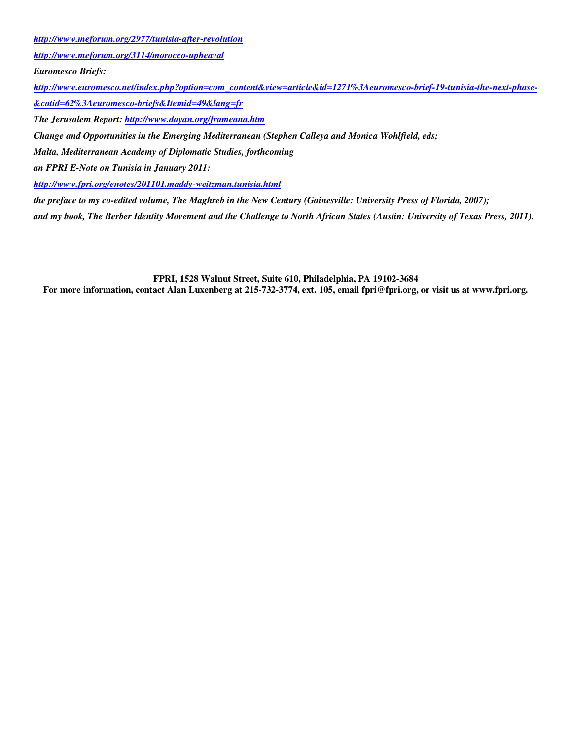*http://www.meforum.org/2977/tunisia-after-revolution*

*http://www.meforum.org/3114/morocco-upheaval*

*Euromesco Briefs:*

*http://www.euromesco.net/index.php?option=com_content&view=article&id=1271%3Aeuromesco-brief-19-tunisia-the-next-phase-&catid=62%3Aeuromesco-briefs&Itemid=49&lang=fr*

*The Jerusalem Report: http://www.dayan.org/frameana.htm*

*Change and Opportunities in the Emerging Mediterranean (Stephen Calleya and Monica Wohlfield, eds;*

*Malta, Mediterranean Academy of Diplomatic Studies, forthcoming*

*an FPRI E-Note on Tunisia in January 2011:*

*http://www.fpri.org/enotes/201101.maddy-weitzman.tunisia.html*

*the preface to my co-edited volume, The Maghreb in the New Century (Gainesville: University Press of Florida, 2007);*

*and my book, The Berber Identity Movement and the Challenge to North African States (Austin: University of Texas Press, 2011).*

**FPRI, 1528 Walnut Street, Suite 610, Philadelphia, PA 19102-3684**
**For more information, contact Alan Luxenberg at 215-732-3774, ext. 105, email fpri@fpri.org, or visit us at www.fpri.org.**